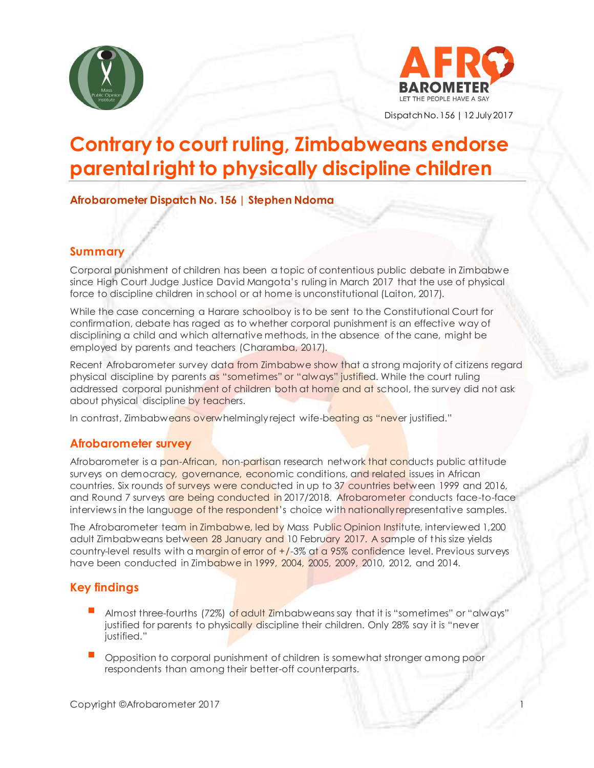Dispatch No. 156 | 12 July 2017

# Contrary to court ruling, Zimbabweans endorse parental right to physically discipline children

**Afrobarometer Dispatch No. 156 | Stephen Ndoma**

## Summary

Corporal punishment of children has been a topic of contentious public debate in Zimbabwe since High Court Judge Justice David Mangota's ruling in March 2017 that the use of physical force to discipline children in school or at home is unconstitutional (Laiton, 2017).

While the case concerning a Harare schoolboy is to be sent to the Constitutional Court for confirmation, debate has raged as to whether corporal punishment is an effective way of disciplining a child and which alternative methods, in the absence of the cane, might be employed by parents and teachers (Charamba, 2017).

Recent Afrobarometer survey data from Zimbabwe show that a strong majority of citizens regard physical discipline by parents as "sometimes" or "always" justified. While the court ruling addressed corporal punishment of children both at home and at school, the survey did not ask about physical discipline by teachers.

In contrast, Zimbabweans overwhelmingly reject wife-beating as "never justified."

## Afrobarometer survey

Afrobarometer is a pan-African, non-partisan research network that conducts public attitude surveys on democracy, governance, economic conditions, and related issues in African countries. Six rounds of surveys were conducted in up to 37 countries between 1999 and 2016, and Round 7 surveys are being conducted in 2017/2018. Afrobarometer conducts face-to-face interviews in the language of the respondent's choice with nationally representative samples.

The Afrobarometer team in Zimbabwe, led by Mass Public Opinion Institute, interviewed 1,200 adult Zimbabweans between 28 January and 10 February 2017. A sample of this size yields country-level results with a margin of error of +/-3% at a 95% confidence level. Previous surveys have been conducted in Zimbabwe in 1999, 2004, 2005, 2009, 2010, 2012, and 2014.

## Key findings

- Almost three-fourths (72%) of adult Zimbabweans say that it is "sometimes" or "always" justified for parents to physically discipline their children. Only 28% say it is "never justified."
- Opposition to corporal punishment of children is somewhat stronger among poor respondents than among their better-off counterparts.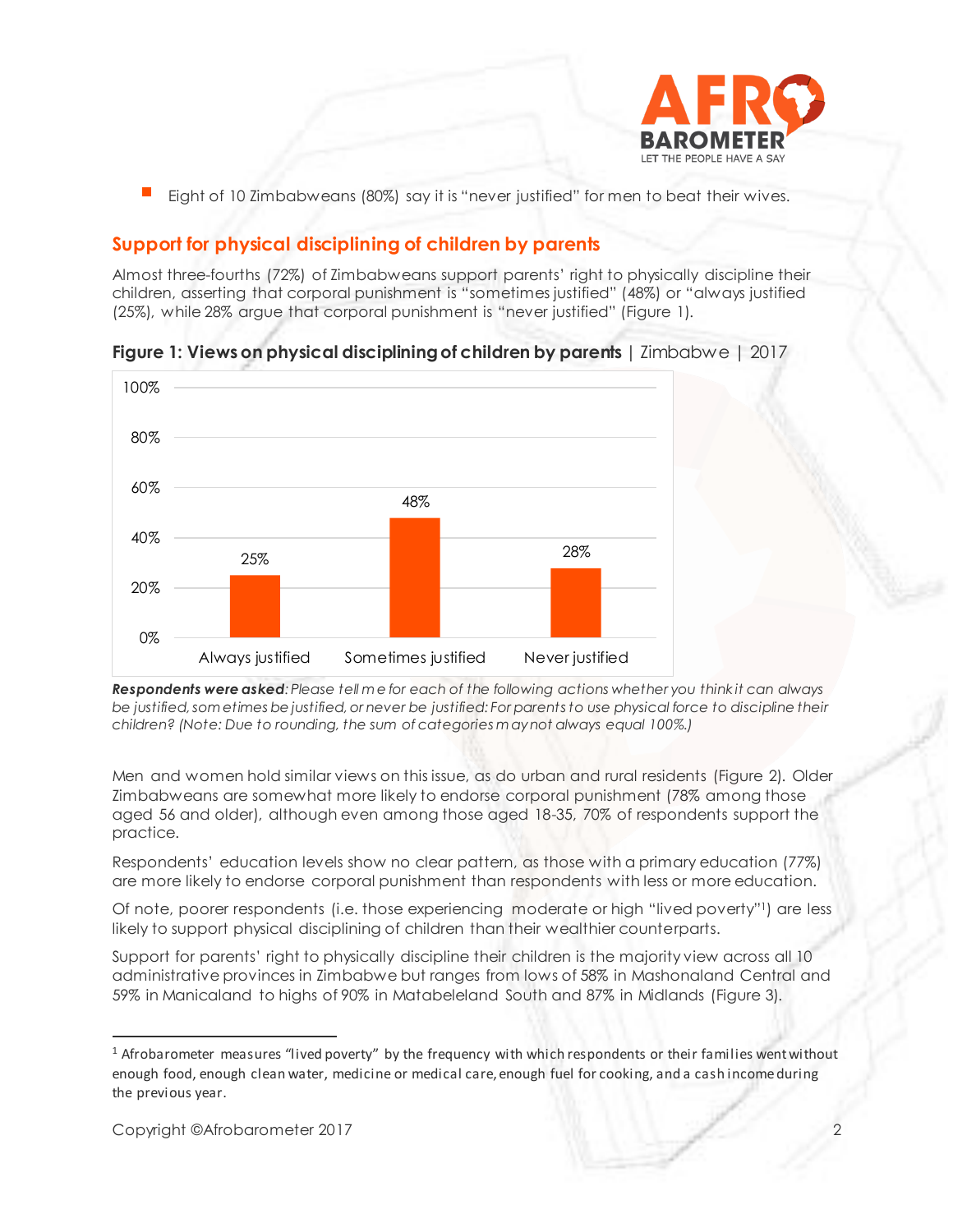- Eight of 10 Zimbabweans (80%) say it is "never justified" for men to beat their wives.

## Support for physical disciplining of children by parents

Almost three-fourths (72%) of Zimbabweans support parents' right to physically discipline their children, asserting that corporal punishment is "sometimes justified" (48%) or "always justified (25%), while 28% argue that corporal punishment is "never justified" (Figure 1).

**Figure 1: Views on physical disciplining of children by parents** | Zimbabwe | 2017

| Always justified | Sometimes justified | Never justified |
|---|---|---|
| 25% | 48% | 28% |

***Respondents were asked****: Please tell me for each of the following actions whether you think it can always be justified, sometimes be justified, or never be justified: For parents to use physical force to discipline their children? (Note: Due to rounding, the sum of categories may not always equal 100%.)*

Men and women hold similar views on this issue, as do urban and rural residents (Figure 2). Older Zimbabweans are somewhat more likely to endorse corporal punishment (78% among those aged 56 and older), although even among those aged 18-35, 70% of respondents support the practice.

Respondents' education levels show no clear pattern, as those with a primary education (77%) are more likely to endorse corporal punishment than respondents with less or more education.

Of note, poorer respondents (i.e. those experiencing moderate or high "lived poverty"[1]) are less likely to support physical disciplining of children than their wealthier counterparts.

Support for parents' right to physically discipline their children is the majority view across all 10 administrative provinces in Zimbabwe but ranges from lows of 58% in Mashonaland Central and 59% in Manicaland to highs of 90% in Matabeleland South and 87% in Midlands (Figure 3).

[1] Afrobarometer measures "lived poverty" by the frequency with which respondents or their families went without enough food, enough clean water, medicine or medical care, enough fuel for cooking, and a cash income during the previous year.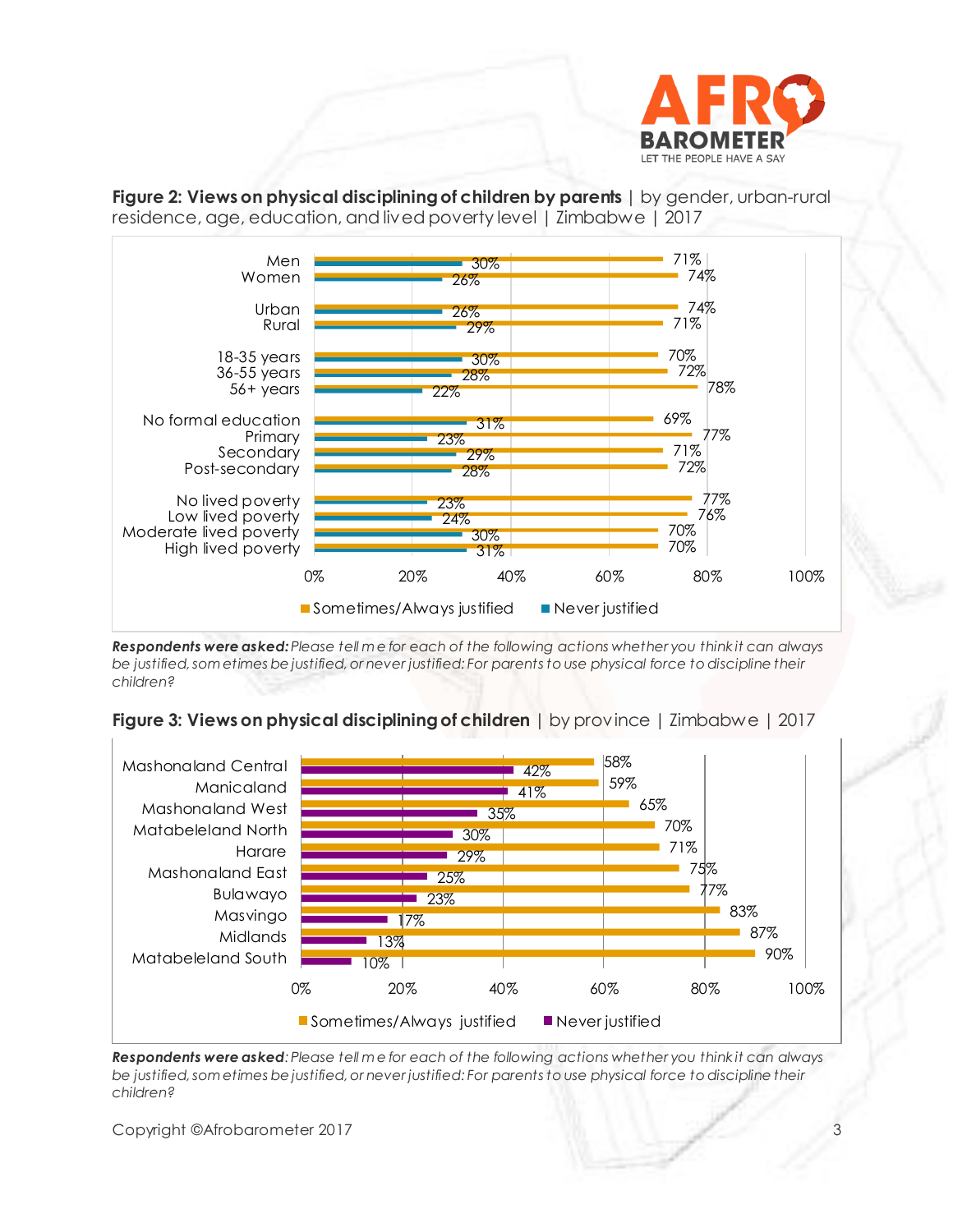**Figure 2: Views on physical disciplining of children by parents** | by gender, urban-rural residence, age, education, and lived poverty level | Zimbabwe | 2017

| | Sometimes/Always justified | Never justified |
|---|---|---|
| Men | 71% | 30% |
| Women | 74% | 26% |
| Urban | 74% | 26% |
| Rural | 71% | 29% |
| 18-35 years | 70% | 30% |
| 36-55 years | 72% | 28% |
| 56+ years | 78% | 22% |
| No formal education | 69% | 31% |
| Primary | 77% | 23% |
| Secondary | 71% | 29% |
| Post-secondary | 72% | 28% |
| No lived poverty | 77% | 23% |
| Low lived poverty | 76% | 24% |
| Moderate lived poverty | 70% | 30% |
| High lived poverty | 70% | 31% |

***Respondents were asked:*** *Please tell me for each of the following actions whether you think it can always be justified, sometimes be justified, or never justified: For parents to use physical force to discipline their children?*

**Figure 3: Views on physical disciplining of children** | by province | Zimbabwe | 2017

| | Sometimes/Always justified | Never justified |
|---|---|---|
| Mashonaland Central | 58% | 42% |
| Manicaland | 59% | 41% |
| Mashonaland West | 65% | 35% |
| Matabeleland North | 70% | 30% |
| Harare | 71% | 29% |
| Mashonaland East | 75% | 25% |
| Bulawayo | 77% | 23% |
| Masvingo | 83% | 17% |
| Midlands | 87% | 13% |
| Matabeleland South | 90% | 10% |

***Respondents were asked****: Please tell me for each of the following actions whether you think it can always be justified, sometimes be justified, or never justified: For parents to use physical force to discipline their children?*

Copyright ©Afrobarometer 2017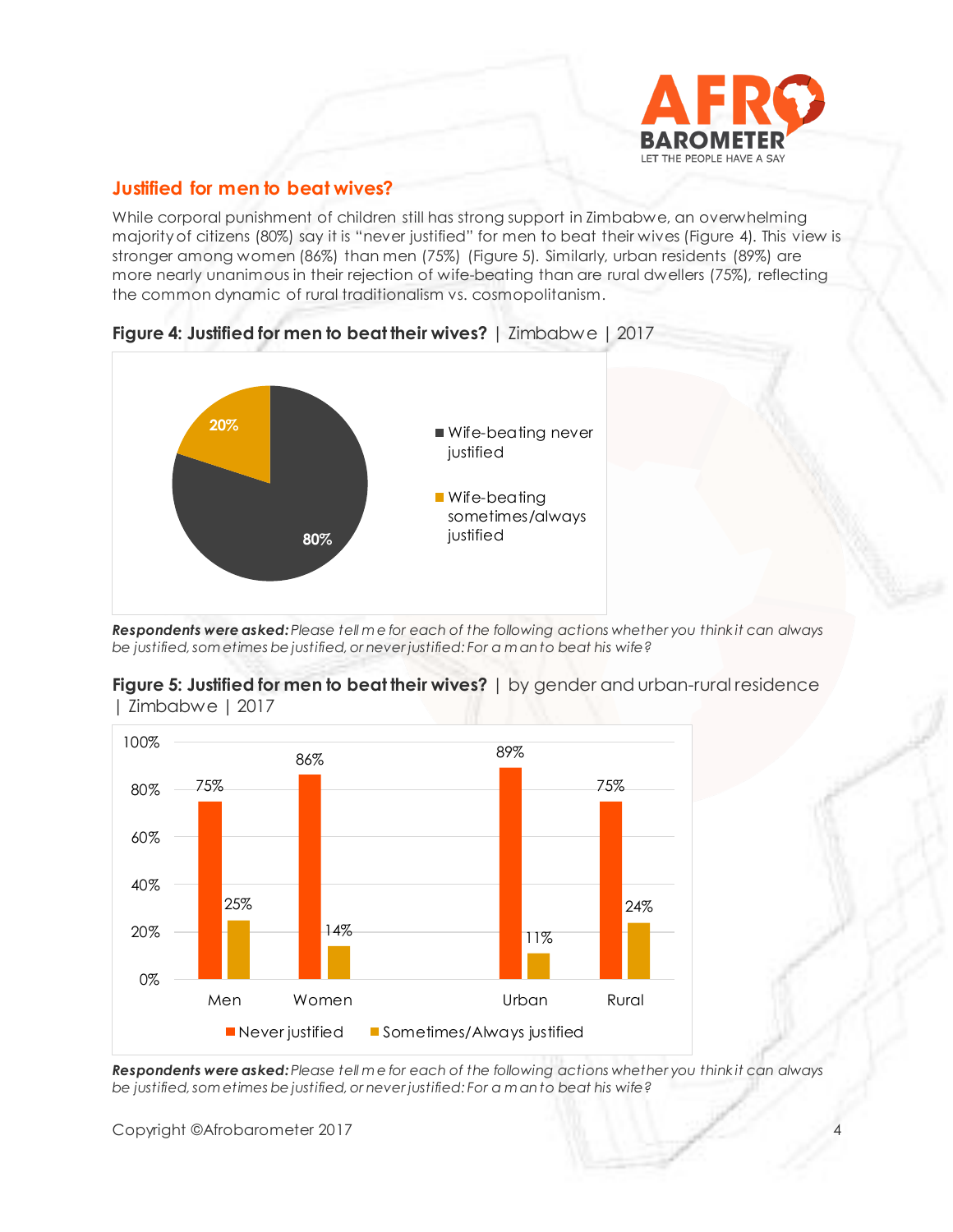## Justified for men to beat wives?

While corporal punishment of children still has strong support in Zimbabwe, an overwhelming majority of citizens (80%) say it is "never justified" for men to beat their wives (Figure 4). This view is stronger among women (86%) than men (75%) (Figure 5). Similarly, urban residents (89%) are more nearly unanimous in their rejection of wife-beating than are rural dwellers (75%), reflecting the common dynamic of rural traditionalism vs. cosmopolitanism.

**Figure 4: Justified for men to beat their wives?** | Zimbabwe | 2017

| Response | % |
|---|---|
| Wife-beating never justified | 80% |
| Wife-beating sometimes/always justified | 20% |

***Respondents were asked:*** *Please tell me for each of the following actions whether you think it can always be justified, sometimes be justified, or never justified: For a man to beat his wife?*

**Figure 5: Justified for men to beat their wives?** | by gender and urban-rural residence | Zimbabwe | 2017

| | Never justified | Sometimes/Always justified |
|---|---|---|
| Men | 75% | 25% |
| Women | 86% | 14% |
| Urban | 89% | 11% |
| Rural | 75% | 24% |

***Respondents were asked:*** *Please tell me for each of the following actions whether you think it can always be justified, sometimes be justified, or never justified: For a man to beat his wife?*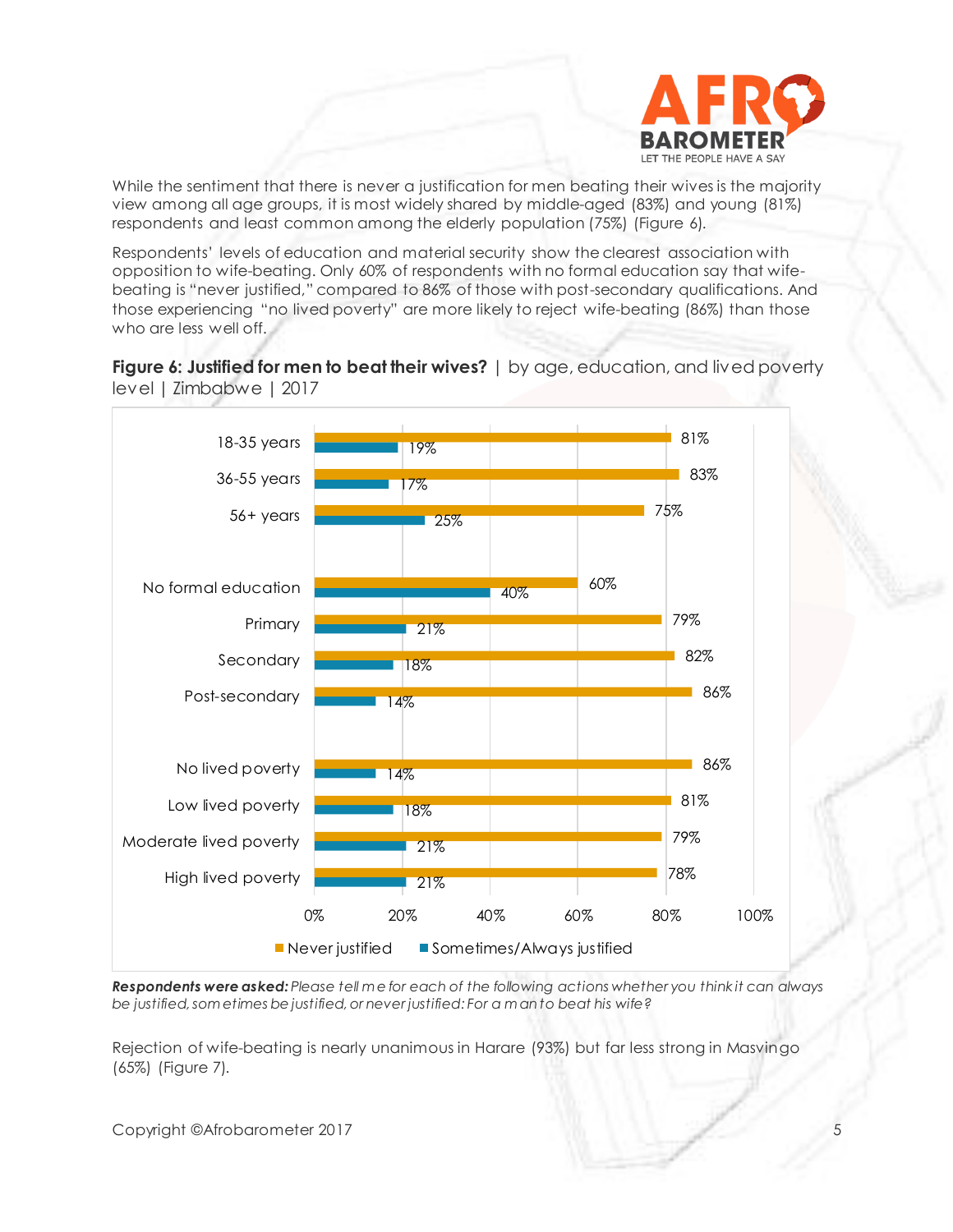While the sentiment that there is never a justification for men beating their wives is the majority view among all age groups, it is most widely shared by middle-aged (83%) and young (81%) respondents and least common among the elderly population (75%) (Figure 6).

Respondents' levels of education and material security show the clearest association with opposition to wife-beating. Only 60% of respondents with no formal education say that wife-beating is "never justified," compared to 86% of those with post-secondary qualifications. And those experiencing "no lived poverty" are more likely to reject wife-beating (86%) than those who are less well off.

**Figure 6: Justified for men to beat their wives?** | by age, education, and lived poverty level | Zimbabwe | 2017

| | Never justified | Sometimes/Always justified |
|---|---|---|
| 18-35 years | 81% | 19% |
| 36-55 years | 83% | 17% |
| 56+ years | 75% | 25% |
| No formal education | 60% | 40% |
| Primary | 79% | 21% |
| Secondary | 82% | 18% |
| Post-secondary | 86% | 14% |
| No lived poverty | 86% | 14% |
| Low lived poverty | 81% | 18% |
| Moderate lived poverty | 79% | 21% |
| High lived poverty | 78% | 21% |

***Respondents were asked:*** *Please tell me for each of the following actions whether you think it can always be justified, sometimes be justified, or never justified: For a man to beat his wife?*

Rejection of wife-beating is nearly unanimous in Harare (93%) but far less strong in Masvingo (65%) (Figure 7).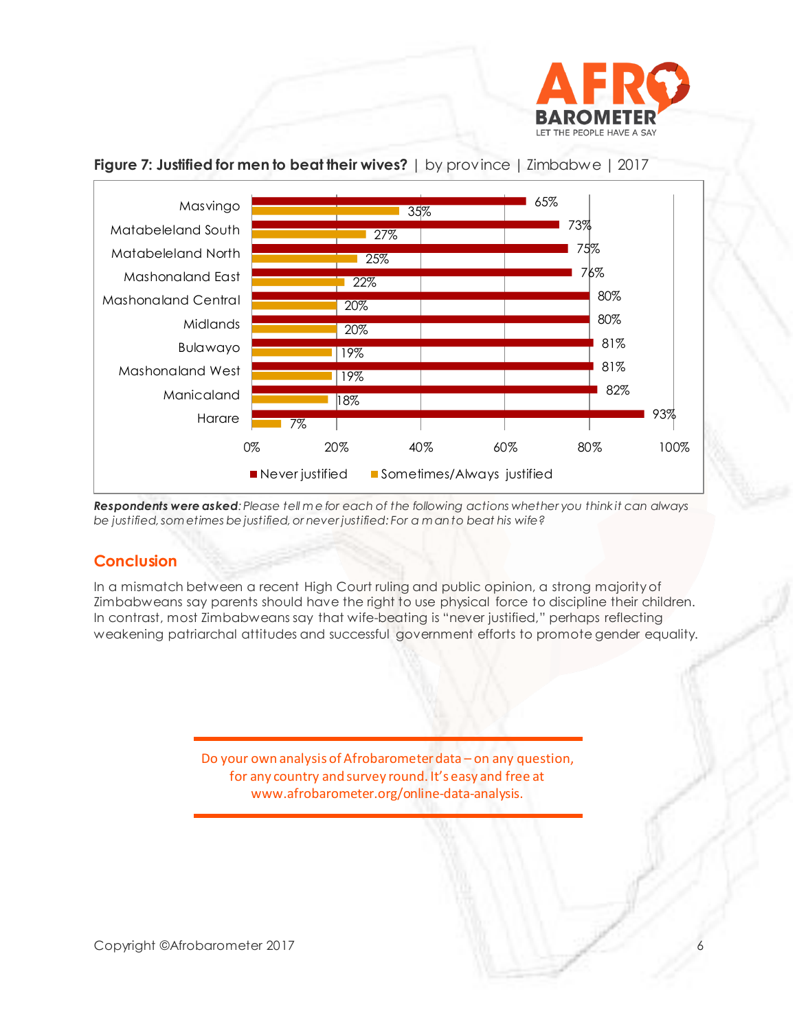**Figure 7: Justified for men to beat their wives?** | by province | Zimbabwe | 2017

| Province | Never justified | Sometimes/Always justified |
|---|---|---|
| Masvingo | 65% | 35% |
| Matabeleland South | 73% | 27% |
| Matabeleland North | 75% | 25% |
| Mashonaland East | 76% | 22% |
| Mashonaland Central | 80% | 20% |
| Midlands | 80% | 20% |
| Bulawayo | 81% | 19% |
| Mashonaland West | 81% | 19% |
| Manicaland | 82% | 18% |
| Harare | 93% | 7% |

***Respondents were asked****: Please tell me for each of the following actions whether you think it can always be justified, sometimes be justified, or never justified: For a man to beat his wife?*

## Conclusion

In a mismatch between a recent High Court ruling and public opinion, a strong majority of Zimbabweans say parents should have the right to use physical force to discipline their children. In contrast, most Zimbabweans say that wife-beating is "never justified," perhaps reflecting weakening patriarchal attitudes and successful government efforts to promote gender equality.

Do your own analysis of Afrobarometer data – on any question, for any country and survey round. It's easy and free at www.afrobarometer.org/online-data-analysis.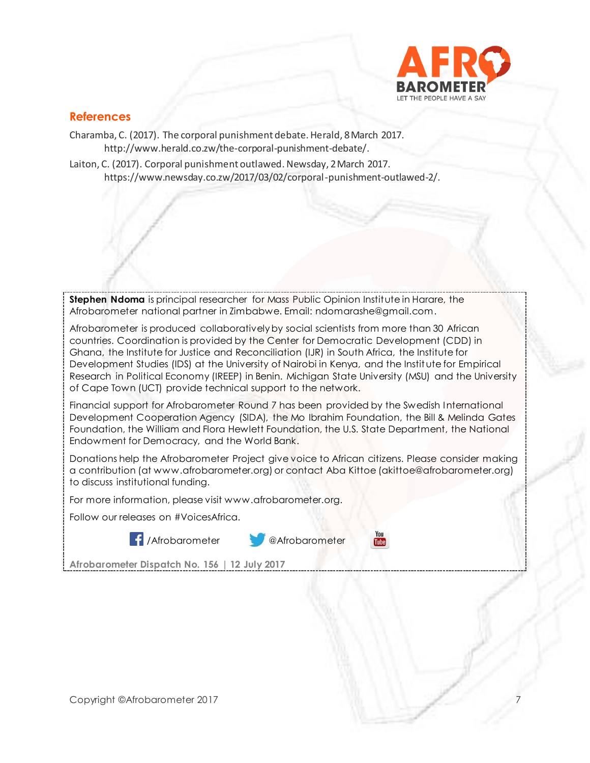## References

Charamba, C. (2017). The corporal punishment debate. Herald, 8 March 2017. http://www.herald.co.zw/the-corporal-punishment-debate/.

Laiton, C. (2017). Corporal punishment outlawed. Newsday, 2 March 2017. https://www.newsday.co.zw/2017/03/02/corporal-punishment-outlawed-2/.

**Stephen Ndoma** is principal researcher for Mass Public Opinion Institute in Harare, the Afrobarometer national partner in Zimbabwe. Email: ndomarashe@gmail.com.

Afrobarometer is produced collaboratively by social scientists from more than 30 African countries. Coordination is provided by the Center for Democratic Development (CDD) in Ghana, the Institute for Justice and Reconciliation (IJR) in South Africa, the Institute for Development Studies (IDS) at the University of Nairobi in Kenya, and the Institute for Empirical Research in Political Economy (IREEP) in Benin. Michigan State University (MSU) and the University of Cape Town (UCT) provide technical support to the network.

Financial support for Afrobarometer Round 7 has been provided by the Swedish International Development Cooperation Agency (SIDA), the Mo Ibrahim Foundation, the Bill & Melinda Gates Foundation, the William and Flora Hewlett Foundation, the U.S. State Department, the National Endowment for Democracy, and the World Bank.

Donations help the Afrobarometer Project give voice to African citizens. Please consider making a contribution (at www.afrobarometer.org) or contact Aba Kittoe (akittoe@afrobarometer.org) to discuss institutional funding.

For more information, please visit www.afrobarometer.org.

Follow our releases on #VoicesAfrica.

/Afrobarometer @Afrobarometer

**Afrobarometer Dispatch No. 156 | 12 July 2017**